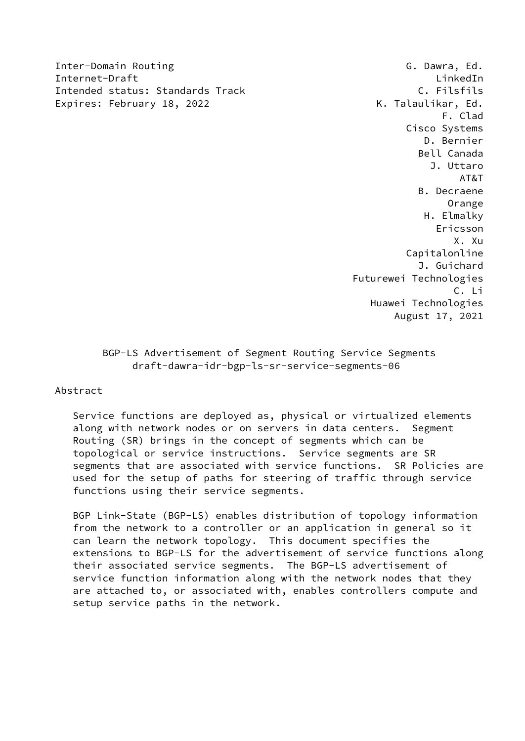Inter-Domain Routing — G. Dawra, Ed., LinkedIn
Internet-Draft — C. Filsfils
Intended status: Standards Track — K. Talaulikar, Ed.
Expires: February 18, 2022 — F. Clad, Cisco Systems

D. Bernier, Bell Canada
J. Uttaro, AT&T
B. Decraene, Orange
H. Elmalky, Ericsson
X. Xu, Capitalonline
J. Guichard, Futurewei Technologies
C. Li, Huawei Technologies

August 17, 2021

# BGP-LS Advertisement of Segment Routing Service Segments
## draft-dawra-idr-bgp-ls-sr-service-segments-06

## Abstract

Service functions are deployed as, physical or virtualized elements along with network nodes or on servers in data centers. Segment Routing (SR) brings in the concept of segments which can be topological or service instructions. Service segments are SR segments that are associated with service functions. SR Policies are used for the setup of paths for steering of traffic through service functions using their service segments.

BGP Link-State (BGP-LS) enables distribution of topology information from the network to a controller or an application in general so it can learn the network topology. This document specifies the extensions to BGP-LS for the advertisement of service functions along their associated service segments. The BGP-LS advertisement of service function information along with the network nodes that they are attached to, or associated with, enables controllers compute and setup service paths in the network.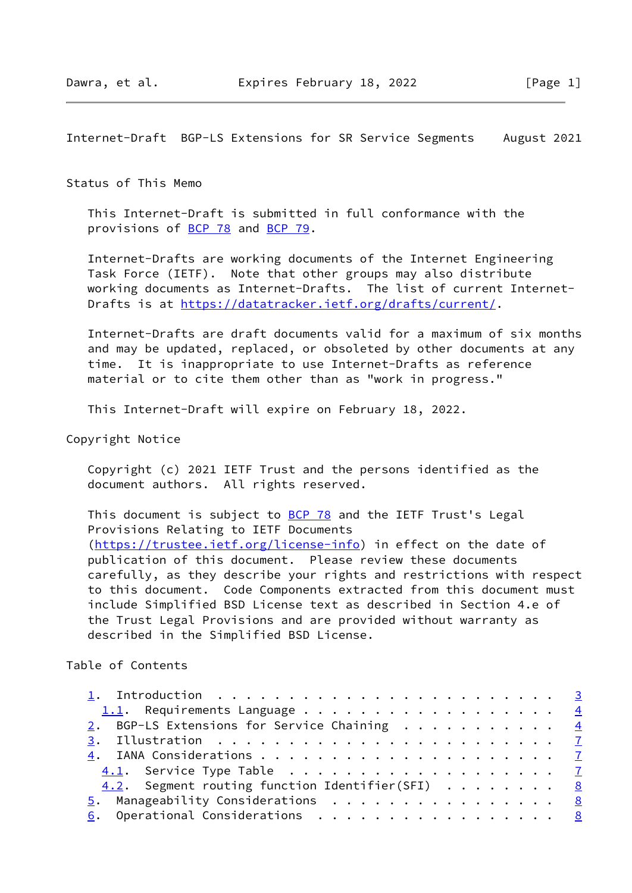## Status of This Memo

This Internet-Draft is submitted in full conformance with the provisions of BCP 78 and BCP 79.

Internet-Drafts are working documents of the Internet Engineering Task Force (IETF). Note that other groups may also distribute working documents as Internet-Drafts. The list of current Internet-Drafts is at https://datatracker.ietf.org/drafts/current/.

Internet-Drafts are draft documents valid for a maximum of six months and may be updated, replaced, or obsoleted by other documents at any time. It is inappropriate to use Internet-Drafts as reference material or to cite them other than as "work in progress."

This Internet-Draft will expire on February 18, 2022.

## Copyright Notice

Copyright (c) 2021 IETF Trust and the persons identified as the document authors. All rights reserved.

This document is subject to BCP 78 and the IETF Trust's Legal Provisions Relating to IETF Documents (https://trustee.ietf.org/license-info) in effect on the date of publication of this document. Please review these documents carefully, as they describe your rights and restrictions with respect to this document. Code Components extracted from this document must include Simplified BSD License text as described in Section 4.e of the Trust Legal Provisions and are provided without warranty as described in the Simplified BSD License.

## Table of Contents

```
   1.  Introduction  . . . . . . . . . . . . . . . . . . . . . . . .   3
     1.1.  Requirements Language . . . . . . . . . . . . . . . . . .   4
   2.  BGP-LS Extensions for Service Chaining  . . . . . . . . . . .   4
   3.  Illustration  . . . . . . . . . . . . . . . . . . . . . . . .   7
   4.  IANA Considerations . . . . . . . . . . . . . . . . . . . . .   7
     4.1.  Service Type Table  . . . . . . . . . . . . . . . . . . .   7
     4.2.  Segment routing function Identifier(SFI)  . . . . . . . .   8
   5.  Manageability Considerations  . . . . . . . . . . . . . . . .   8
   6.  Operational Considerations  . . . . . . . . . . . . . . . . .   8
```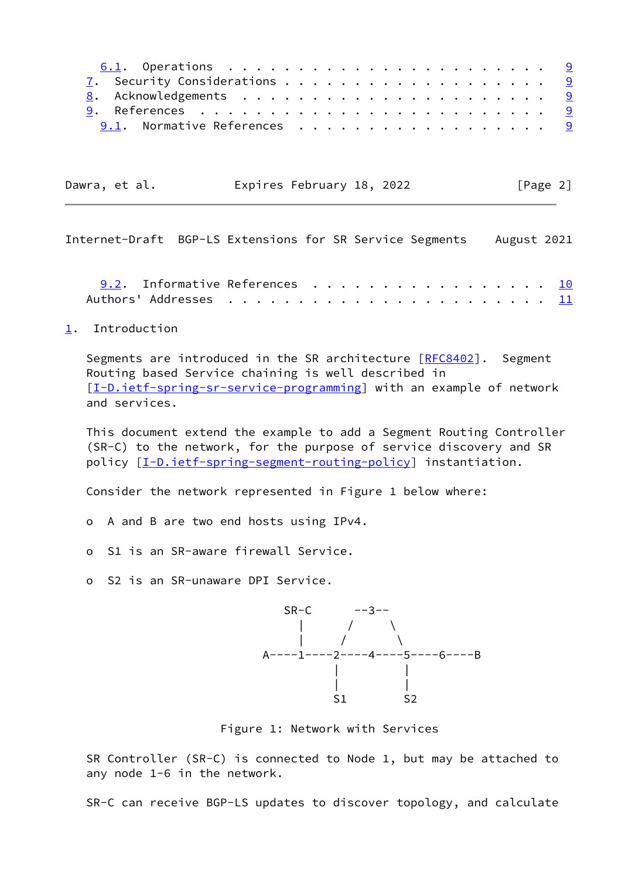6.1. Operations . . . . . . . . . . . . . . . . . . . . . . . 9
7. Security Considerations . . . . . . . . . . . . . . . . . . . 9
8. Acknowledgements . . . . . . . . . . . . . . . . . . . . . . 9
9. References . . . . . . . . . . . . . . . . . . . . . . . . . 9
9.1. Normative References . . . . . . . . . . . . . . . . . . 9
9.2. Informative References . . . . . . . . . . . . . . . . . 10
Authors' Addresses . . . . . . . . . . . . . . . . . . . . . . . 11

## 1. Introduction

Segments are introduced in the SR architecture [RFC8402]. Segment Routing based Service chaining is well described in [I-D.ietf-spring-sr-service-programming] with an example of network and services.

This document extend the example to add a Segment Routing Controller (SR-C) to the network, for the purpose of service discovery and SR policy [I-D.ietf-spring-segment-routing-policy] instantiation.

Consider the network represented in Figure 1 below where:

- A and B are two end hosts using IPv4.
- S1 is an SR-aware firewall Service.
- S2 is an SR-unaware DPI Service.

```
          SR-C       --3--
           |        /     \
           |       /       \
      A----1----2----4----5----6----B
                |          |
                |          |
                S1         S2
```

Figure 1: Network with Services

SR Controller (SR-C) is connected to Node 1, but may be attached to any node 1-6 in the network.

SR-C can receive BGP-LS updates to discover topology, and calculate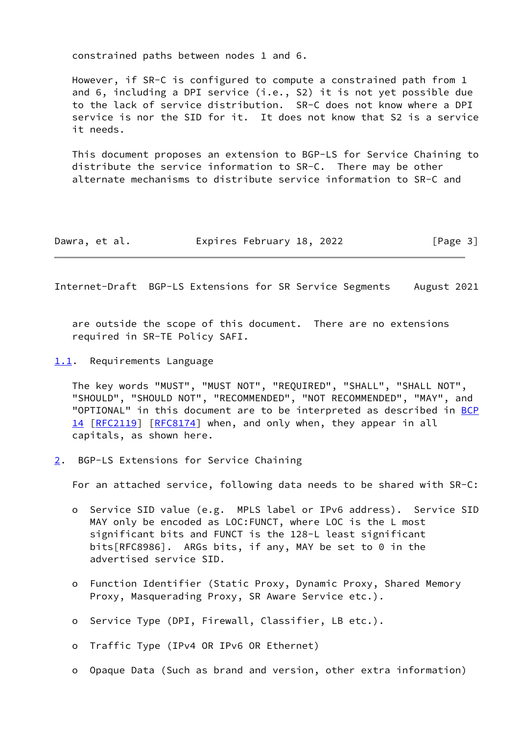constrained paths between nodes 1 and 6.

However, if SR-C is configured to compute a constrained path from 1 and 6, including a DPI service (i.e., S2) it is not yet possible due to the lack of service distribution. SR-C does not know where a DPI service is nor the SID for it. It does not know that S2 is a service it needs.

This document proposes an extension to BGP-LS for Service Chaining to distribute the service information to SR-C. There may be other alternate mechanisms to distribute service information to SR-C and are outside the scope of this document. There are no extensions required in SR-TE Policy SAFI.

### 1.1. Requirements Language

The key words "MUST", "MUST NOT", "REQUIRED", "SHALL", "SHALL NOT", "SHOULD", "SHOULD NOT", "RECOMMENDED", "NOT RECOMMENDED", "MAY", and "OPTIONAL" in this document are to be interpreted as described in BCP 14 [RFC2119] [RFC8174] when, and only when, they appear in all capitals, as shown here.

## 2. BGP-LS Extensions for Service Chaining

For an attached service, following data needs to be shared with SR-C:

- Service SID value (e.g. MPLS label or IPv6 address). Service SID MAY only be encoded as LOC:FUNCT, where LOC is the L most significant bits and FUNCT is the 128-L least significant bits[RFC8986]. ARGs bits, if any, MAY be set to 0 in the advertised service SID.

- Function Identifier (Static Proxy, Dynamic Proxy, Shared Memory Proxy, Masquerading Proxy, SR Aware Service etc.).

- Service Type (DPI, Firewall, Classifier, LB etc.).

- Traffic Type (IPv4 OR IPv6 OR Ethernet)

- Opaque Data (Such as brand and version, other extra information)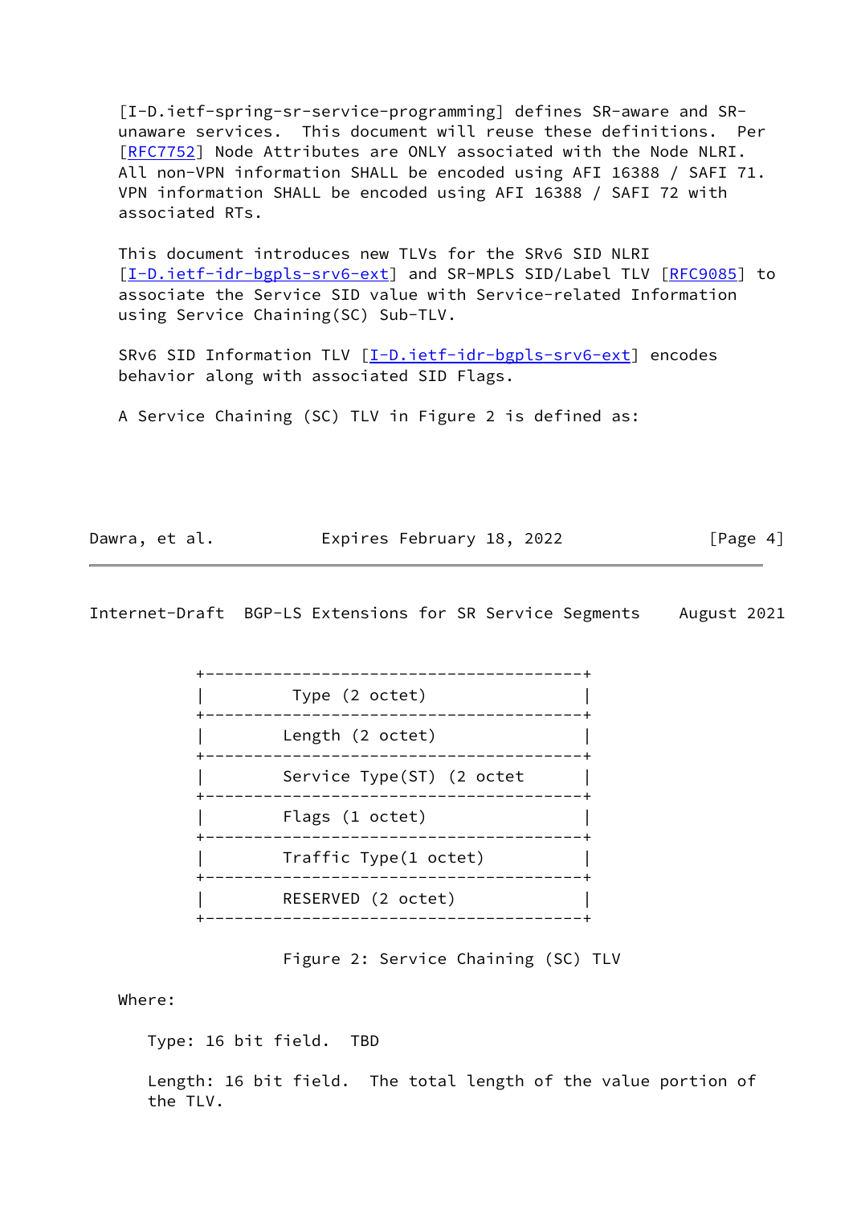[I-D.ietf-spring-sr-service-programming] defines SR-aware and SR-unaware services. This document will reuse these definitions. Per [RFC7752] Node Attributes are ONLY associated with the Node NLRI. All non-VPN information SHALL be encoded using AFI 16388 / SAFI 71. VPN information SHALL be encoded using AFI 16388 / SAFI 72 with associated RTs.

This document introduces new TLVs for the SRv6 SID NLRI [I-D.ietf-idr-bgpls-srv6-ext] and SR-MPLS SID/Label TLV [RFC9085] to associate the Service SID value with Service-related Information using Service Chaining(SC) Sub-TLV.

SRv6 SID Information TLV [I-D.ietf-idr-bgpls-srv6-ext] encodes behavior along with associated SID Flags.

A Service Chaining (SC) TLV in Figure 2 is defined as:

```
+---------------------------------------+
|          Type (2 octet)               |
+---------------------------------------+
|         Length (2 octet)              |
+---------------------------------------+
|         Service Type(ST) (2 octet     |
+---------------------------------------+
|         Flags (1 octet)               |
+---------------------------------------+
|         Traffic Type(1 octet)         |
+---------------------------------------+
|         RESERVED (2 octet)            |
+---------------------------------------+
```

Figure 2: Service Chaining (SC) TLV

Where:

Type: 16 bit field. TBD

Length: 16 bit field. The total length of the value portion of the TLV.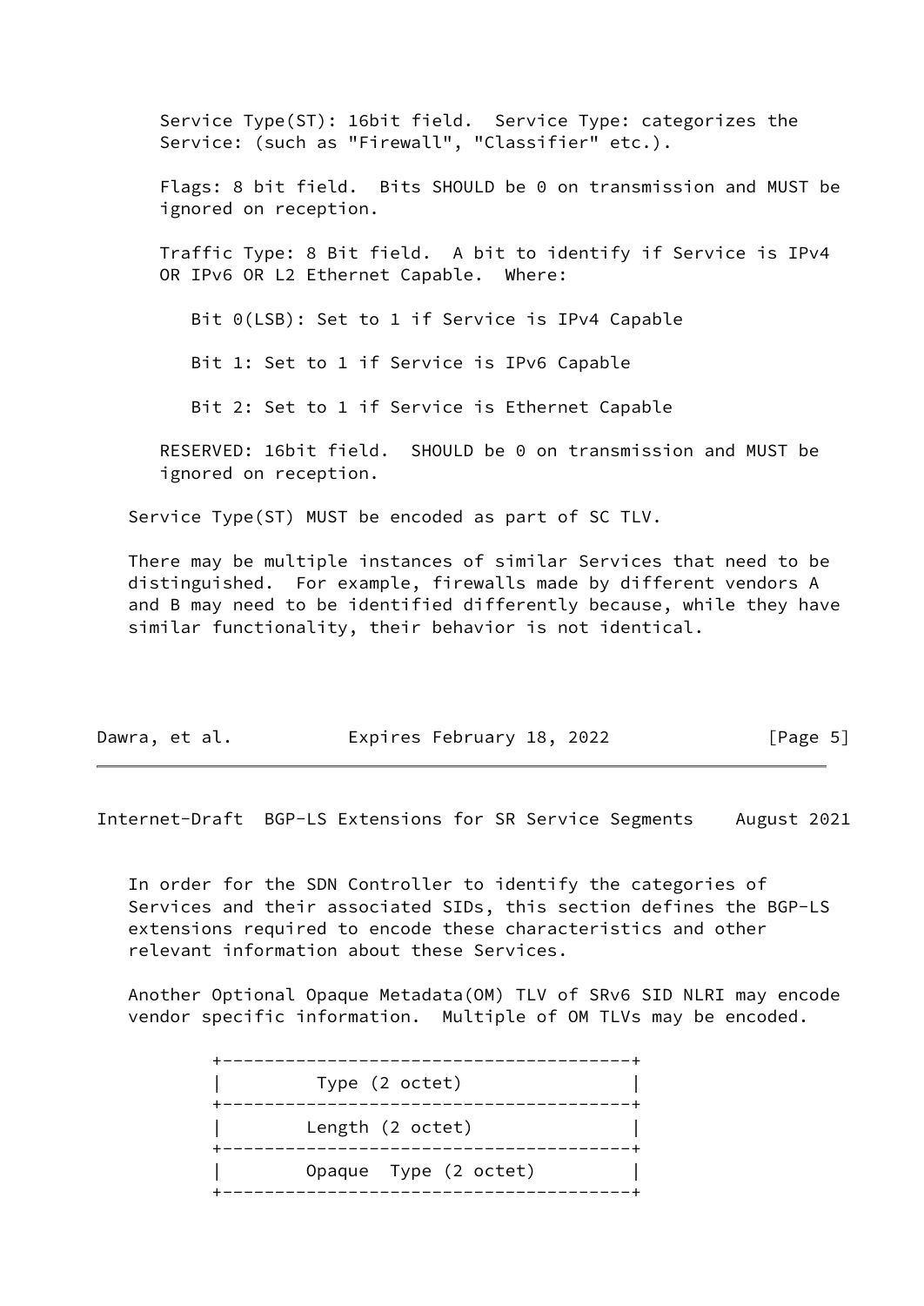Service Type(ST): 16bit field. Service Type: categorizes the Service: (such as "Firewall", "Classifier" etc.).

Flags: 8 bit field. Bits SHOULD be 0 on transmission and MUST be ignored on reception.

Traffic Type: 8 Bit field. A bit to identify if Service is IPv4 OR IPv6 OR L2 Ethernet Capable. Where:

- Bit 0(LSB): Set to 1 if Service is IPv4 Capable
- Bit 1: Set to 1 if Service is IPv6 Capable
- Bit 2: Set to 1 if Service is Ethernet Capable

RESERVED: 16bit field. SHOULD be 0 on transmission and MUST be ignored on reception.

Service Type(ST) MUST be encoded as part of SC TLV.

There may be multiple instances of similar Services that need to be distinguished. For example, firewalls made by different vendors A and B may need to be identified differently because, while they have similar functionality, their behavior is not identical.

In order for the SDN Controller to identify the categories of Services and their associated SIDs, this section defines the BGP-LS extensions required to encode these characteristics and other relevant information about these Services.

Another Optional Opaque Metadata(OM) TLV of SRv6 SID NLRI may encode vendor specific information. Multiple of OM TLVs may be encoded.

```
+---------------------------------------+
|          Type (2 octet)               |
+---------------------------------------+
|        Length (2 octet)               |
+---------------------------------------+
|        Opaque  Type (2 octet)         |
+---------------------------------------+
```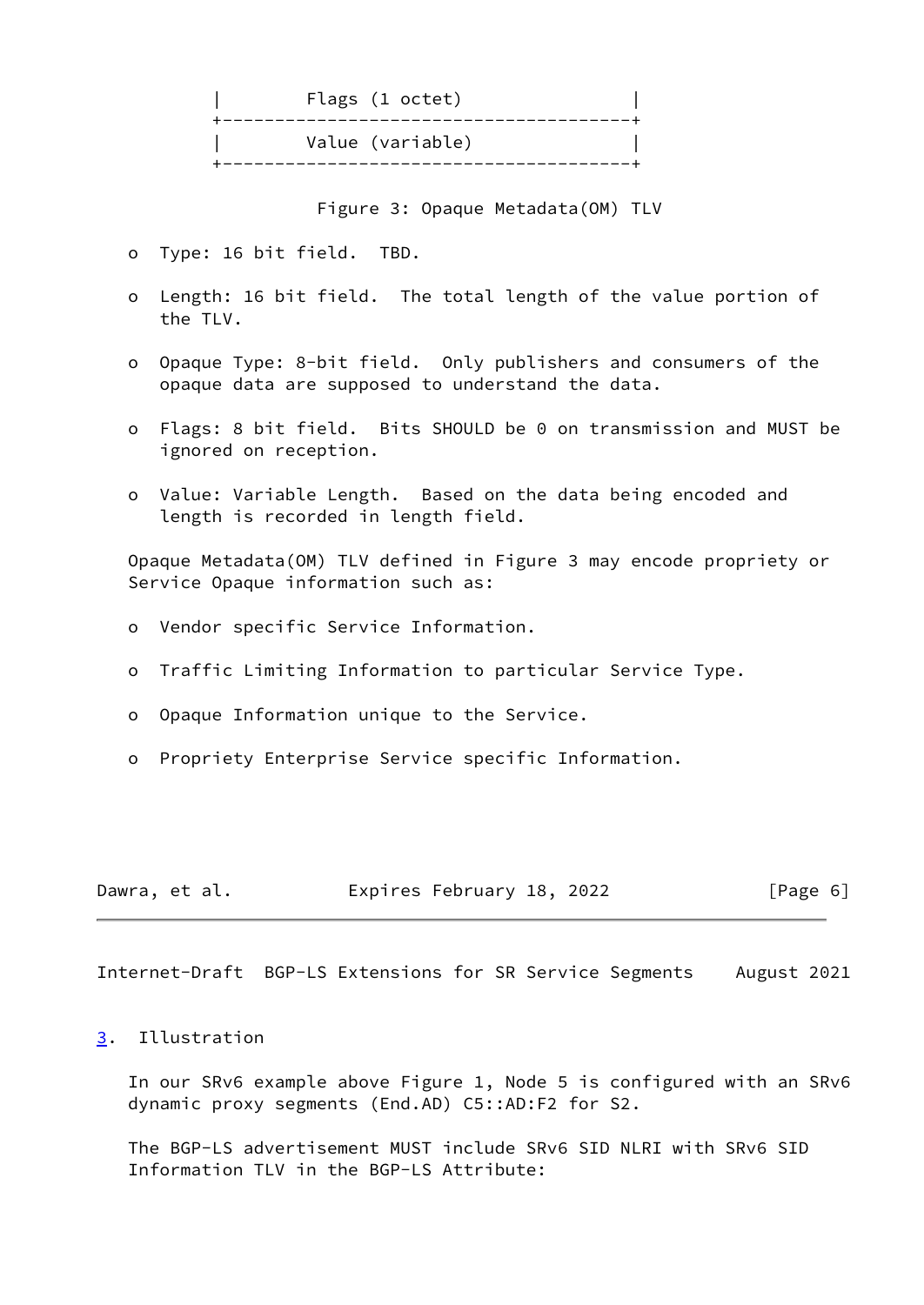```
|        Flags (1 octet)               |
+--------------------------------------+
|        Value (variable)              |
+--------------------------------------+
```

Figure 3: Opaque Metadata(OM) TLV

- Type: 16 bit field. TBD.
- Length: 16 bit field. The total length of the value portion of the TLV.
- Opaque Type: 8-bit field. Only publishers and consumers of the opaque data are supposed to understand the data.
- Flags: 8 bit field. Bits SHOULD be 0 on transmission and MUST be ignored on reception.
- Value: Variable Length. Based on the data being encoded and length is recorded in length field.

Opaque Metadata(OM) TLV defined in Figure 3 may encode propriety or Service Opaque information such as:

- Vendor specific Service Information.
- Traffic Limiting Information to particular Service Type.
- Opaque Information unique to the Service.
- Propriety Enterprise Service specific Information.

## 3. Illustration

In our SRv6 example above Figure 1, Node 5 is configured with an SRv6 dynamic proxy segments (End.AD) C5::AD:F2 for S2.

The BGP-LS advertisement MUST include SRv6 SID NLRI with SRv6 SID Information TLV in the BGP-LS Attribute: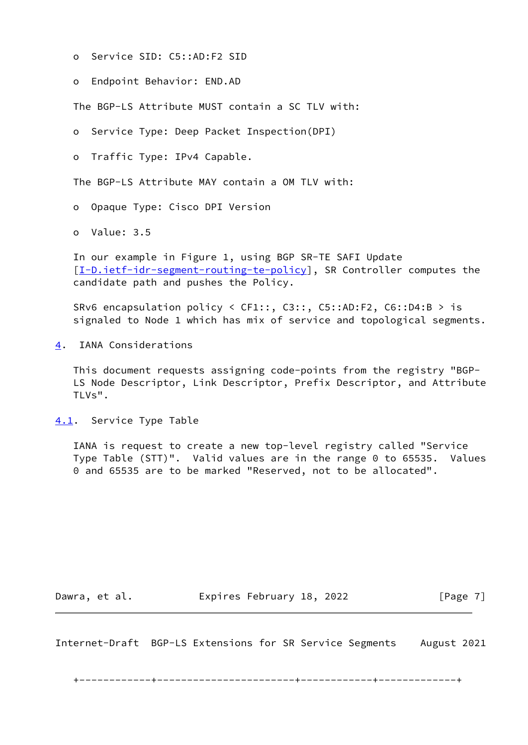- Service SID: C5::AD:F2 SID

- Endpoint Behavior: END.AD

The BGP-LS Attribute MUST contain a SC TLV with:

- Service Type: Deep Packet Inspection(DPI)

- Traffic Type: IPv4 Capable.

The BGP-LS Attribute MAY contain a OM TLV with:

- Opaque Type: Cisco DPI Version

- Value: 3.5

In our example in Figure 1, using BGP SR-TE SAFI Update [I-D.ietf-idr-segment-routing-te-policy], SR Controller computes the candidate path and pushes the Policy.

SRv6 encapsulation policy < CF1::, C3::, C5::AD:F2, C6::D4:B > is signaled to Node 1 which has mix of service and topological segments.

## 4. IANA Considerations

This document requests assigning code-points from the registry "BGP-LS Node Descriptor, Link Descriptor, Prefix Descriptor, and Attribute TLVs".

### 4.1. Service Type Table

IANA is request to create a new top-level registry called "Service Type Table (STT)". Valid values are in the range 0 to 65535. Values 0 and 65535 are to be marked "Reserved, not to be allocated".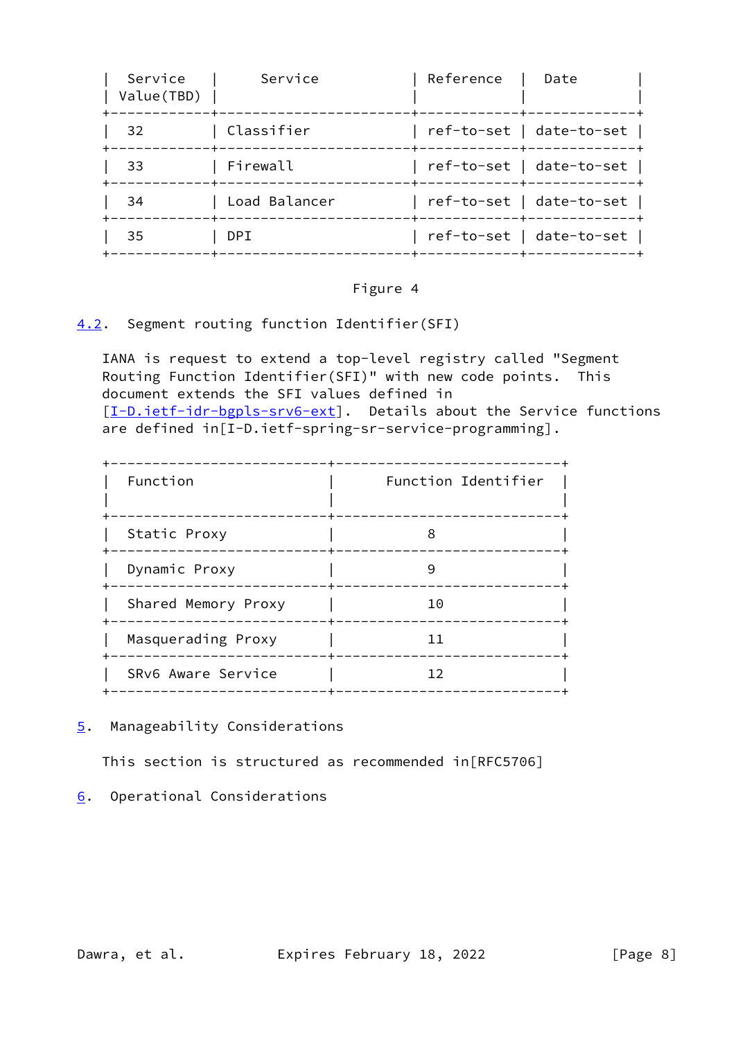| Service Value(TBD) | Service | Reference | Date |
|---|---|---|---|
| 32 | Classifier | ref-to-set | date-to-set |
| 33 | Firewall | ref-to-set | date-to-set |
| 34 | Load Balancer | ref-to-set | date-to-set |
| 35 | DPI | ref-to-set | date-to-set |

Figure 4

### 4.2. Segment routing function Identifier(SFI)

IANA is request to extend a top-level registry called "Segment Routing Function Identifier(SFI)" with new code points. This document extends the SFI values defined in [I-D.ietf-idr-bgpls-srv6-ext]. Details about the Service functions are defined in[I-D.ietf-spring-sr-service-programming].

| Function | Function Identifier |
|---|---|
| Static Proxy | 8 |
| Dynamic Proxy | 9 |
| Shared Memory Proxy | 10 |
| Masquerading Proxy | 11 |
| SRv6 Aware Service | 12 |

## 5. Manageability Considerations

This section is structured as recommended in[RFC5706]

## 6. Operational Considerations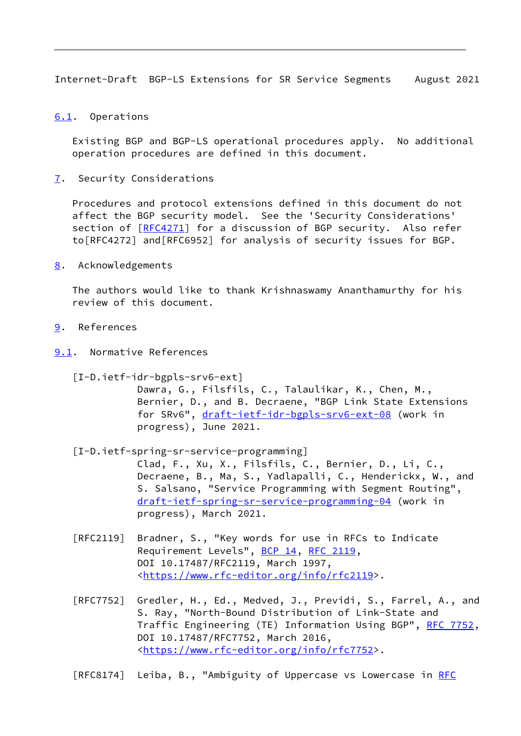### 6.1. Operations

Existing BGP and BGP-LS operational procedures apply. No additional operation procedures are defined in this document.

## 7. Security Considerations

Procedures and protocol extensions defined in this document do not affect the BGP security model. See the 'Security Considerations' section of [RFC4271] for a discussion of BGP security. Also refer to[RFC4272] and[RFC6952] for analysis of security issues for BGP.

## 8. Acknowledgements

The authors would like to thank Krishnaswamy Ananthamurthy for his review of this document.

## 9. References

### 9.1. Normative References

[I-D.ietf-idr-bgpls-srv6-ext]
Dawra, G., Filsfils, C., Talaulikar, K., Chen, M., Bernier, D., and B. Decraene, "BGP Link State Extensions for SRv6", draft-ietf-idr-bgpls-srv6-ext-08 (work in progress), June 2021.

[I-D.ietf-spring-sr-service-programming]
Clad, F., Xu, X., Filsfils, C., Bernier, D., Li, C., Decraene, B., Ma, S., Yadlapalli, C., Henderickx, W., and S. Salsano, "Service Programming with Segment Routing", draft-ietf-spring-sr-service-programming-04 (work in progress), March 2021.

[RFC2119] Bradner, S., "Key words for use in RFCs to Indicate Requirement Levels", BCP 14, RFC 2119, DOI 10.17487/RFC2119, March 1997, <https://www.rfc-editor.org/info/rfc2119>.

[RFC7752] Gredler, H., Ed., Medved, J., Previdi, S., Farrel, A., and S. Ray, "North-Bound Distribution of Link-State and Traffic Engineering (TE) Information Using BGP", RFC 7752, DOI 10.17487/RFC7752, March 2016, <https://www.rfc-editor.org/info/rfc7752>.

[RFC8174] Leiba, B., "Ambiguity of Uppercase vs Lowercase in RFC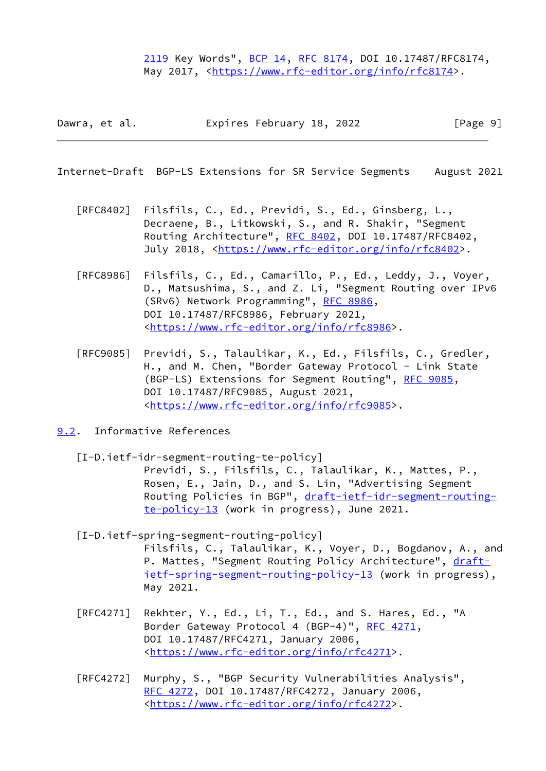2119 Key Words", BCP 14, RFC 8174, DOI 10.17487/RFC8174, May 2017, <https://www.rfc-editor.org/info/rfc8174>.

[RFC8402] Filsfils, C., Ed., Previdi, S., Ed., Ginsberg, L., Decraene, B., Litkowski, S., and R. Shakir, "Segment Routing Architecture", RFC 8402, DOI 10.17487/RFC8402, July 2018, <https://www.rfc-editor.org/info/rfc8402>.

[RFC8986] Filsfils, C., Ed., Camarillo, P., Ed., Leddy, J., Voyer, D., Matsushima, S., and Z. Li, "Segment Routing over IPv6 (SRv6) Network Programming", RFC 8986, DOI 10.17487/RFC8986, February 2021, <https://www.rfc-editor.org/info/rfc8986>.

[RFC9085] Previdi, S., Talaulikar, K., Ed., Filsfils, C., Gredler, H., and M. Chen, "Border Gateway Protocol - Link State (BGP-LS) Extensions for Segment Routing", RFC 9085, DOI 10.17487/RFC9085, August 2021, <https://www.rfc-editor.org/info/rfc9085>.

## 9.2. Informative References

[I-D.ietf-idr-segment-routing-te-policy] Previdi, S., Filsfils, C., Talaulikar, K., Mattes, P., Rosen, E., Jain, D., and S. Lin, "Advertising Segment Routing Policies in BGP", draft-ietf-idr-segment-routing-te-policy-13 (work in progress), June 2021.

[I-D.ietf-spring-segment-routing-policy] Filsfils, C., Talaulikar, K., Voyer, D., Bogdanov, A., and P. Mattes, "Segment Routing Policy Architecture", draft-ietf-spring-segment-routing-policy-13 (work in progress), May 2021.

[RFC4271] Rekhter, Y., Ed., Li, T., Ed., and S. Hares, Ed., "A Border Gateway Protocol 4 (BGP-4)", RFC 4271, DOI 10.17487/RFC4271, January 2006, <https://www.rfc-editor.org/info/rfc4271>.

[RFC4272] Murphy, S., "BGP Security Vulnerabilities Analysis", RFC 4272, DOI 10.17487/RFC4272, January 2006, <https://www.rfc-editor.org/info/rfc4272>.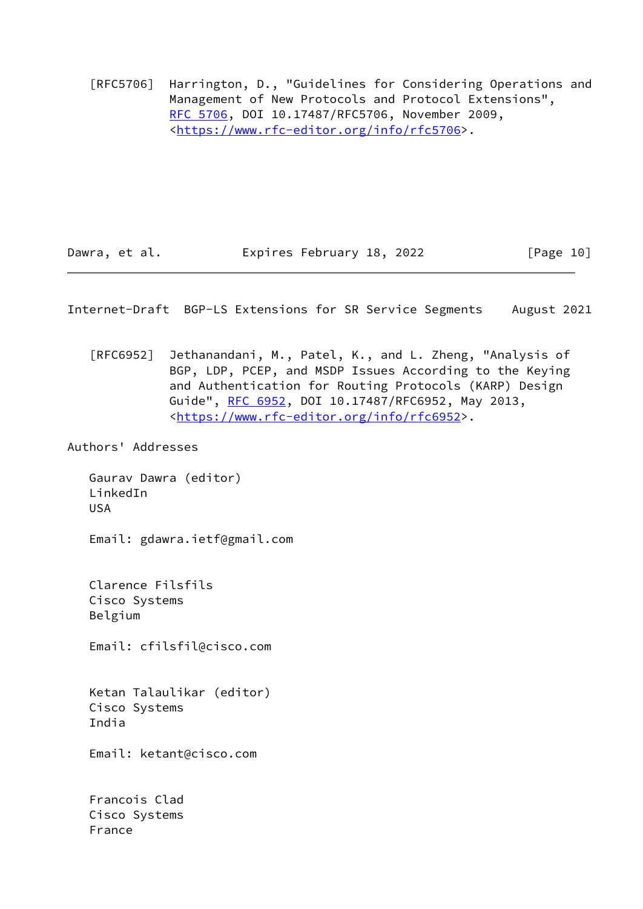[RFC5706] Harrington, D., "Guidelines for Considering Operations and Management of New Protocols and Protocol Extensions", RFC 5706, DOI 10.17487/RFC5706, November 2009, <https://www.rfc-editor.org/info/rfc5706>.

[RFC6952] Jethanandani, M., Patel, K., and L. Zheng, "Analysis of BGP, LDP, PCEP, and MSDP Issues According to the Keying and Authentication for Routing Protocols (KARP) Design Guide", RFC 6952, DOI 10.17487/RFC6952, May 2013, <https://www.rfc-editor.org/info/rfc6952>.

## Authors' Addresses

Gaurav Dawra (editor)
LinkedIn
USA

Email: gdawra.ietf@gmail.com

Clarence Filsfils
Cisco Systems
Belgium

Email: cfilsfil@cisco.com

Ketan Talaulikar (editor)
Cisco Systems
India

Email: ketant@cisco.com

Francois Clad
Cisco Systems
France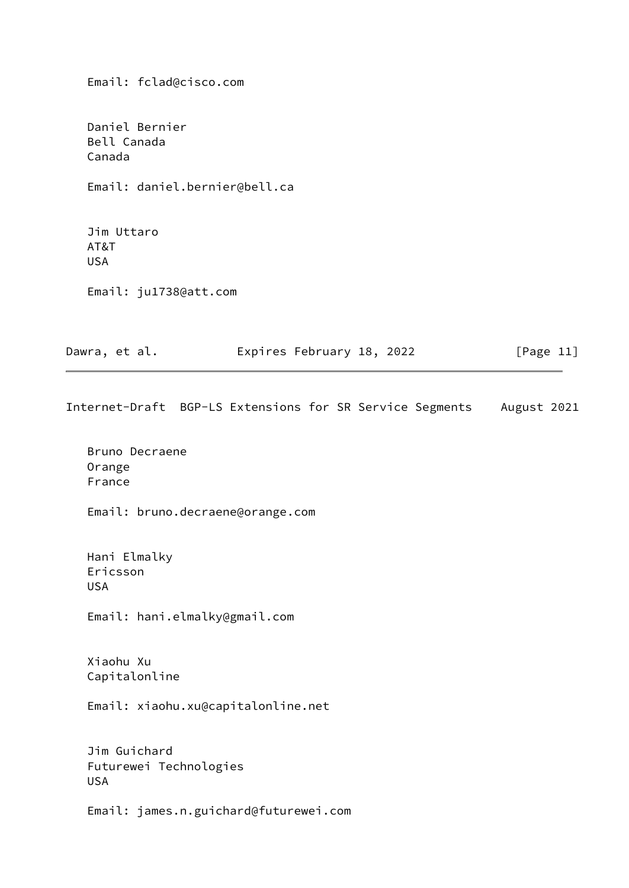Email: fclad@cisco.com

Daniel Bernier
Bell Canada
Canada

Email: daniel.bernier@bell.ca

Jim Uttaro
AT&T
USA

Email: ju1738@att.com

Bruno Decraene
Orange
France

Email: bruno.decraene@orange.com

Hani Elmalky
Ericsson
USA

Email: hani.elmalky@gmail.com

Xiaohu Xu
Capitalonline

Email: xiaohu.xu@capitalonline.net

Jim Guichard
Futurewei Technologies
USA

Email: james.n.guichard@futurewei.com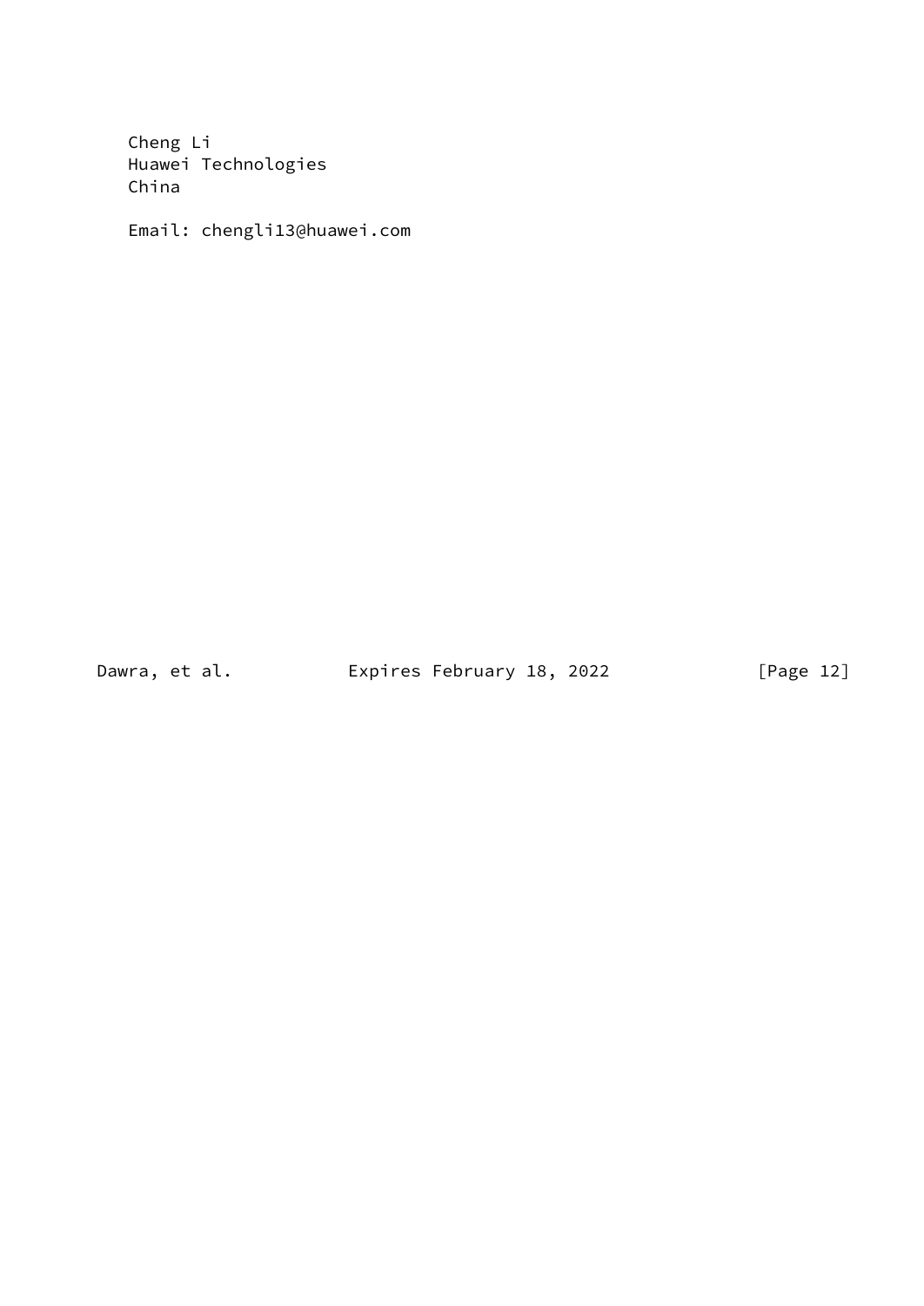Cheng Li
Huawei Technologies
China

Email: chengli13@huawei.com